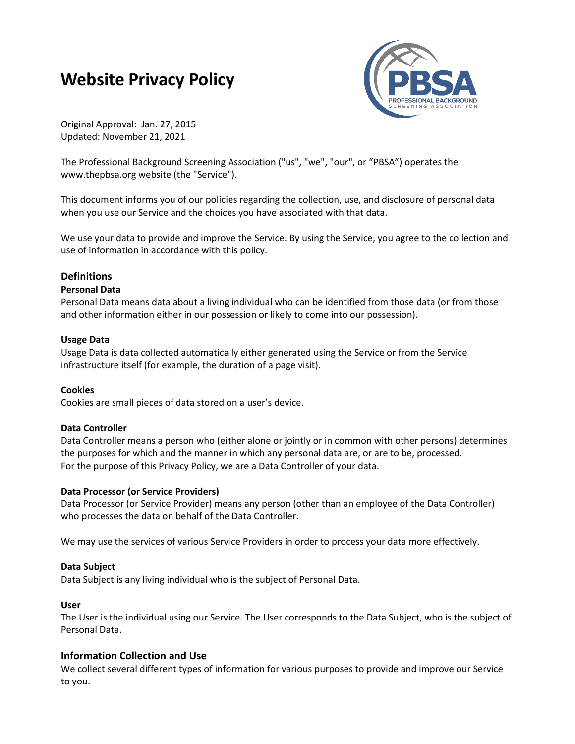# Website Privacy Policy

Original Approval: Jan. 27, 2015
Updated: November 21, 2021

The Professional Background Screening Association ("us", "we", "our", or "PBSA") operates the www.thepbsa.org website (the "Service").

This document informs you of our policies regarding the collection, use, and disclosure of personal data when you use our Service and the choices you have associated with that data.

We use your data to provide and improve the Service. By using the Service, you agree to the collection and use of information in accordance with this policy.

## Definitions

**Personal Data**
Personal Data means data about a living individual who can be identified from those data (or from those and other information either in our possession or likely to come into our possession).

**Usage Data**
Usage Data is data collected automatically either generated using the Service or from the Service infrastructure itself (for example, the duration of a page visit).

**Cookies**
Cookies are small pieces of data stored on a user's device.

**Data Controller**
Data Controller means a person who (either alone or jointly or in common with other persons) determines the purposes for which and the manner in which any personal data are, or are to be, processed. For the purpose of this Privacy Policy, we are a Data Controller of your data.

**Data Processor (or Service Providers)**
Data Processor (or Service Provider) means any person (other than an employee of the Data Controller) who processes the data on behalf of the Data Controller.

We may use the services of various Service Providers in order to process your data more effectively.

**Data Subject**
Data Subject is any living individual who is the subject of Personal Data.

**User**
The User is the individual using our Service. The User corresponds to the Data Subject, who is the subject of Personal Data.

## Information Collection and Use

We collect several different types of information for various purposes to provide and improve our Service to you.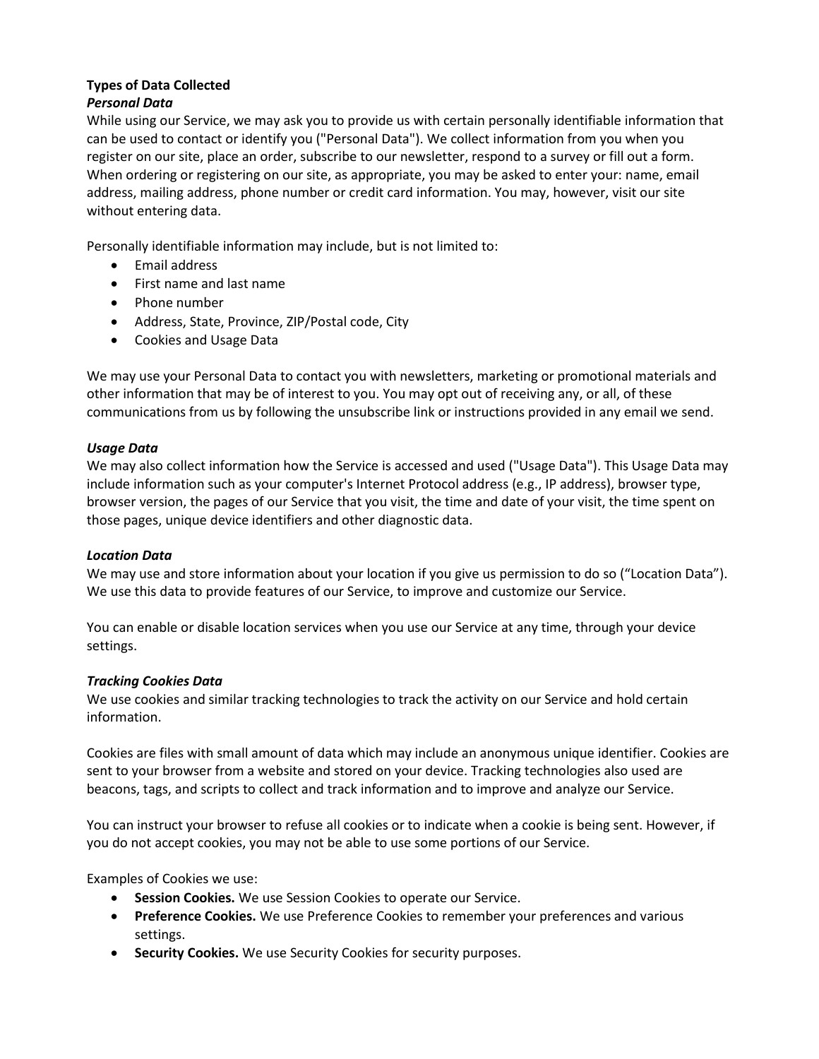**Types of Data Collected**

***Personal Data***

While using our Service, we may ask you to provide us with certain personally identifiable information that can be used to contact or identify you ("Personal Data"). We collect information from you when you register on our site, place an order, subscribe to our newsletter, respond to a survey or fill out a form. When ordering or registering on our site, as appropriate, you may be asked to enter your: name, email address, mailing address, phone number or credit card information. You may, however, visit our site without entering data.

Personally identifiable information may include, but is not limited to:

- Email address
- First name and last name
- Phone number
- Address, State, Province, ZIP/Postal code, City
- Cookies and Usage Data

We may use your Personal Data to contact you with newsletters, marketing or promotional materials and other information that may be of interest to you. You may opt out of receiving any, or all, of these communications from us by following the unsubscribe link or instructions provided in any email we send.

***Usage Data***

We may also collect information how the Service is accessed and used ("Usage Data"). This Usage Data may include information such as your computer's Internet Protocol address (e.g., IP address), browser type, browser version, the pages of our Service that you visit, the time and date of your visit, the time spent on those pages, unique device identifiers and other diagnostic data.

***Location Data***

We may use and store information about your location if you give us permission to do so ("Location Data"). We use this data to provide features of our Service, to improve and customize our Service.

You can enable or disable location services when you use our Service at any time, through your device settings.

***Tracking Cookies Data***

We use cookies and similar tracking technologies to track the activity on our Service and hold certain information.

Cookies are files with small amount of data which may include an anonymous unique identifier. Cookies are sent to your browser from a website and stored on your device. Tracking technologies also used are beacons, tags, and scripts to collect and track information and to improve and analyze our Service.

You can instruct your browser to refuse all cookies or to indicate when a cookie is being sent. However, if you do not accept cookies, you may not be able to use some portions of our Service.

Examples of Cookies we use:

- **Session Cookies.** We use Session Cookies to operate our Service.
- **Preference Cookies.** We use Preference Cookies to remember your preferences and various settings.
- **Security Cookies.** We use Security Cookies for security purposes.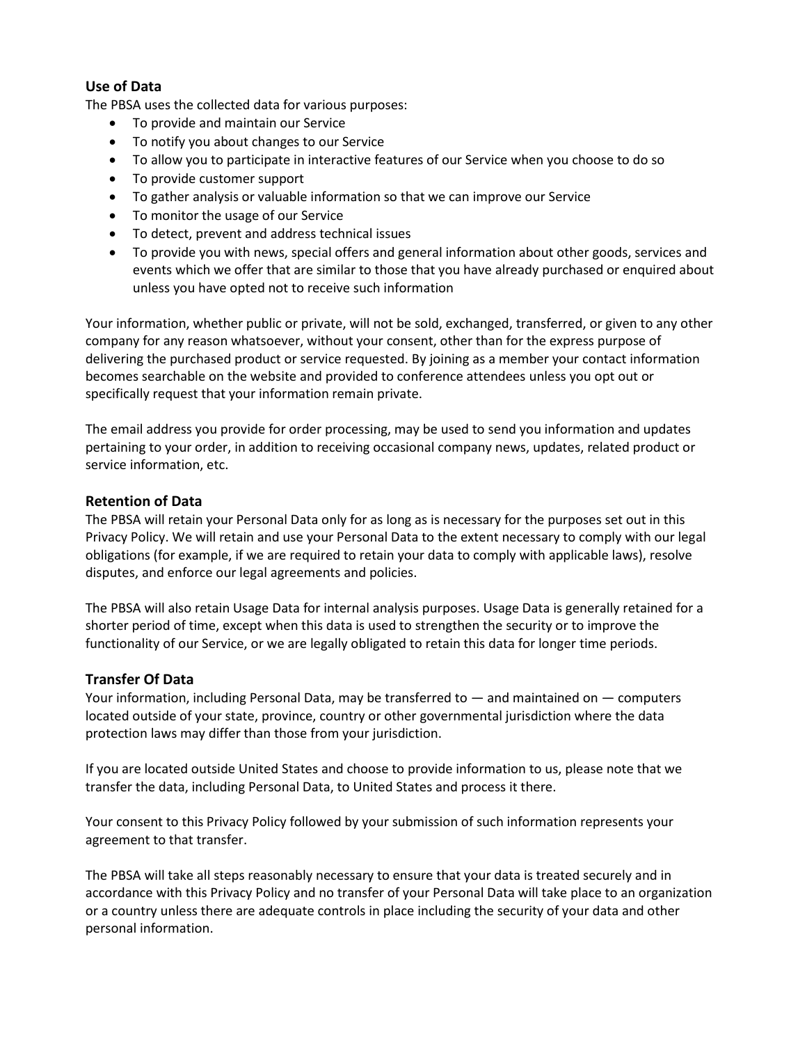### Use of Data

The PBSA uses the collected data for various purposes:

- To provide and maintain our Service
- To notify you about changes to our Service
- To allow you to participate in interactive features of our Service when you choose to do so
- To provide customer support
- To gather analysis or valuable information so that we can improve our Service
- To monitor the usage of our Service
- To detect, prevent and address technical issues
- To provide you with news, special offers and general information about other goods, services and events which we offer that are similar to those that you have already purchased or enquired about unless you have opted not to receive such information

Your information, whether public or private, will not be sold, exchanged, transferred, or given to any other company for any reason whatsoever, without your consent, other than for the express purpose of delivering the purchased product or service requested. By joining as a member your contact information becomes searchable on the website and provided to conference attendees unless you opt out or specifically request that your information remain private.

The email address you provide for order processing, may be used to send you information and updates pertaining to your order, in addition to receiving occasional company news, updates, related product or service information, etc.

### Retention of Data

The PBSA will retain your Personal Data only for as long as is necessary for the purposes set out in this Privacy Policy. We will retain and use your Personal Data to the extent necessary to comply with our legal obligations (for example, if we are required to retain your data to comply with applicable laws), resolve disputes, and enforce our legal agreements and policies.

The PBSA will also retain Usage Data for internal analysis purposes. Usage Data is generally retained for a shorter period of time, except when this data is used to strengthen the security or to improve the functionality of our Service, or we are legally obligated to retain this data for longer time periods.

### Transfer Of Data

Your information, including Personal Data, may be transferred to — and maintained on — computers located outside of your state, province, country or other governmental jurisdiction where the data protection laws may differ than those from your jurisdiction.

If you are located outside United States and choose to provide information to us, please note that we transfer the data, including Personal Data, to United States and process it there.

Your consent to this Privacy Policy followed by your submission of such information represents your agreement to that transfer.

The PBSA will take all steps reasonably necessary to ensure that your data is treated securely and in accordance with this Privacy Policy and no transfer of your Personal Data will take place to an organization or a country unless there are adequate controls in place including the security of your data and other personal information.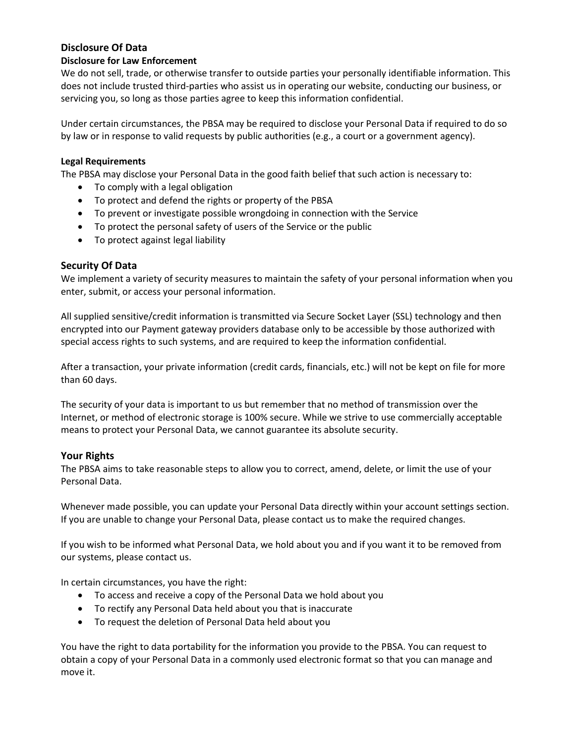## Disclosure Of Data

### Disclosure for Law Enforcement

We do not sell, trade, or otherwise transfer to outside parties your personally identifiable information. This does not include trusted third-parties who assist us in operating our website, conducting our business, or servicing you, so long as those parties agree to keep this information confidential.

Under certain circumstances, the PBSA may be required to disclose your Personal Data if required to do so by law or in response to valid requests by public authorities (e.g., a court or a government agency).

### Legal Requirements

The PBSA may disclose your Personal Data in the good faith belief that such action is necessary to:

- To comply with a legal obligation
- To protect and defend the rights or property of the PBSA
- To prevent or investigate possible wrongdoing in connection with the Service
- To protect the personal safety of users of the Service or the public
- To protect against legal liability

## Security Of Data

We implement a variety of security measures to maintain the safety of your personal information when you enter, submit, or access your personal information.

All supplied sensitive/credit information is transmitted via Secure Socket Layer (SSL) technology and then encrypted into our Payment gateway providers database only to be accessible by those authorized with special access rights to such systems, and are required to keep the information confidential.

After a transaction, your private information (credit cards, financials, etc.) will not be kept on file for more than 60 days.

The security of your data is important to us but remember that no method of transmission over the Internet, or method of electronic storage is 100% secure. While we strive to use commercially acceptable means to protect your Personal Data, we cannot guarantee its absolute security.

## Your Rights

The PBSA aims to take reasonable steps to allow you to correct, amend, delete, or limit the use of your Personal Data.

Whenever made possible, you can update your Personal Data directly within your account settings section. If you are unable to change your Personal Data, please contact us to make the required changes.

If you wish to be informed what Personal Data, we hold about you and if you want it to be removed from our systems, please contact us.

In certain circumstances, you have the right:

- To access and receive a copy of the Personal Data we hold about you
- To rectify any Personal Data held about you that is inaccurate
- To request the deletion of Personal Data held about you

You have the right to data portability for the information you provide to the PBSA. You can request to obtain a copy of your Personal Data in a commonly used electronic format so that you can manage and move it.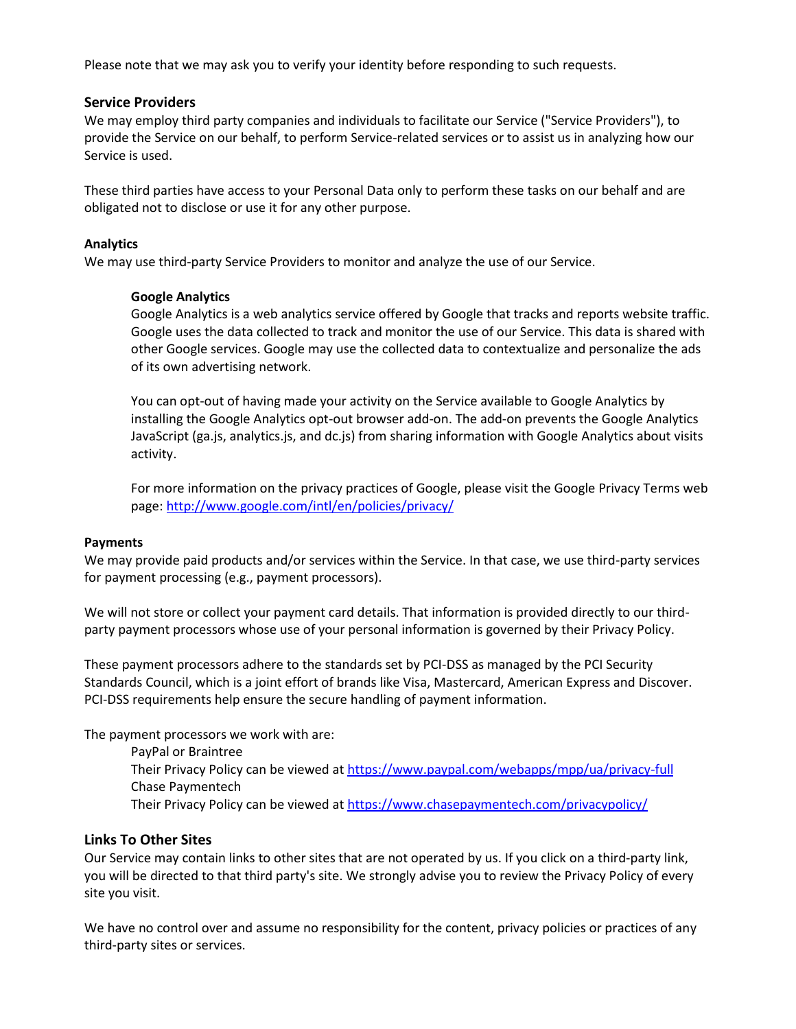Please note that we may ask you to verify your identity before responding to such requests.

## Service Providers

We may employ third party companies and individuals to facilitate our Service ("Service Providers"), to provide the Service on our behalf, to perform Service-related services or to assist us in analyzing how our Service is used.

These third parties have access to your Personal Data only to perform these tasks on our behalf and are obligated not to disclose or use it for any other purpose.

### Analytics

We may use third-party Service Providers to monitor and analyze the use of our Service.

#### Google Analytics

Google Analytics is a web analytics service offered by Google that tracks and reports website traffic. Google uses the data collected to track and monitor the use of our Service. This data is shared with other Google services. Google may use the collected data to contextualize and personalize the ads of its own advertising network.

You can opt-out of having made your activity on the Service available to Google Analytics by installing the Google Analytics opt-out browser add-on. The add-on prevents the Google Analytics JavaScript (ga.js, analytics.js, and dc.js) from sharing information with Google Analytics about visits activity.

For more information on the privacy practices of Google, please visit the Google Privacy Terms web page: [http://www.google.com/intl/en/policies/privacy/](http://www.google.com/intl/en/policies/privacy/)

### Payments

We may provide paid products and/or services within the Service. In that case, we use third-party services for payment processing (e.g., payment processors).

We will not store or collect your payment card details. That information is provided directly to our third-party payment processors whose use of your personal information is governed by their Privacy Policy.

These payment processors adhere to the standards set by PCI-DSS as managed by the PCI Security Standards Council, which is a joint effort of brands like Visa, Mastercard, American Express and Discover. PCI-DSS requirements help ensure the secure handling of payment information.

The payment processors we work with are:

PayPal or Braintree
Their Privacy Policy can be viewed at [https://www.paypal.com/webapps/mpp/ua/privacy-full](https://www.paypal.com/webapps/mpp/ua/privacy-full)
Chase Paymentech
Their Privacy Policy can be viewed at [https://www.chasepaymentech.com/privacypolicy/](https://www.chasepaymentech.com/privacypolicy/)

## Links To Other Sites

Our Service may contain links to other sites that are not operated by us. If you click on a third-party link, you will be directed to that third party's site. We strongly advise you to review the Privacy Policy of every site you visit.

We have no control over and assume no responsibility for the content, privacy policies or practices of any third-party sites or services.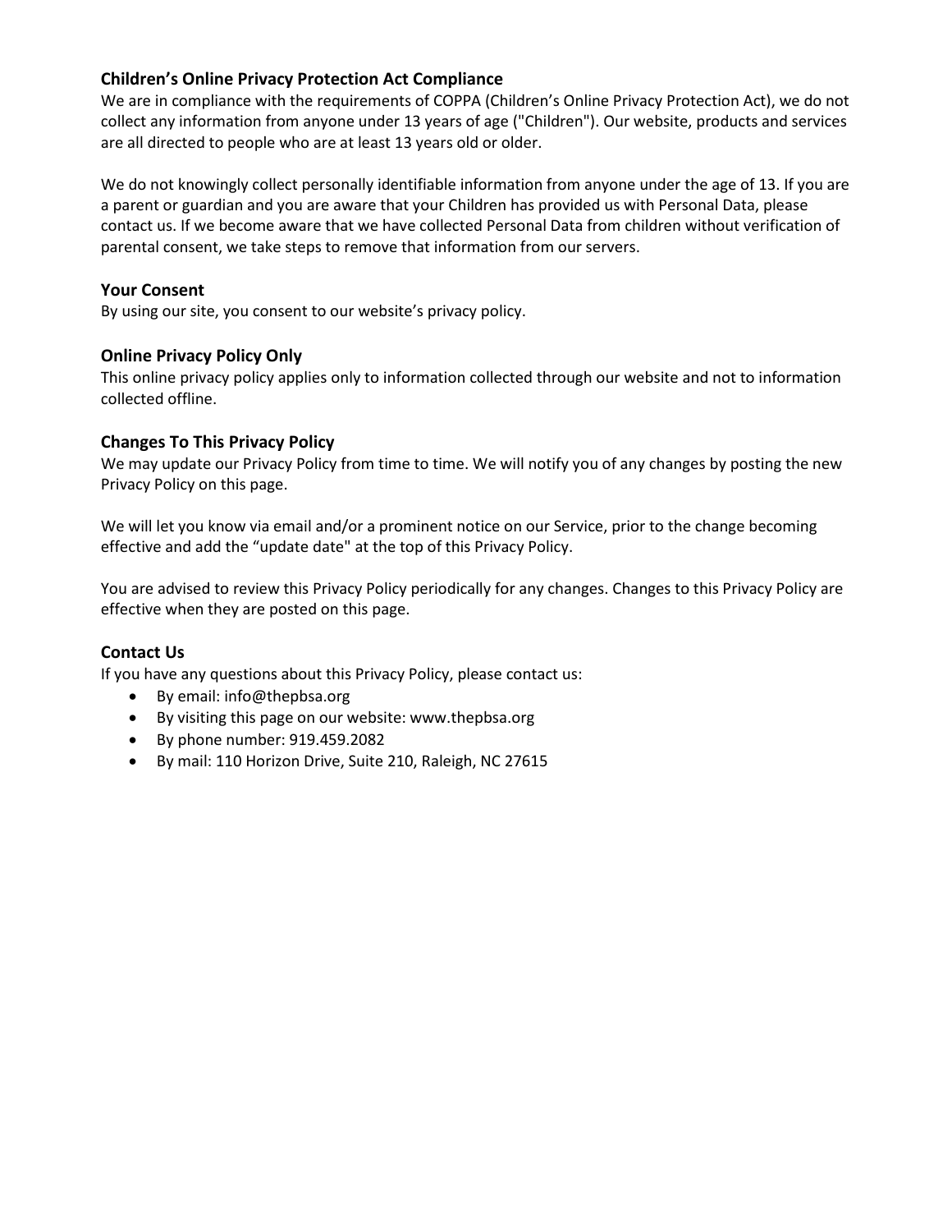### Children's Online Privacy Protection Act Compliance

We are in compliance with the requirements of COPPA (Children's Online Privacy Protection Act), we do not collect any information from anyone under 13 years of age ("Children"). Our website, products and services are all directed to people who are at least 13 years old or older.

We do not knowingly collect personally identifiable information from anyone under the age of 13. If you are a parent or guardian and you are aware that your Children has provided us with Personal Data, please contact us. If we become aware that we have collected Personal Data from children without verification of parental consent, we take steps to remove that information from our servers.

### Your Consent

By using our site, you consent to our website's privacy policy.

### Online Privacy Policy Only

This online privacy policy applies only to information collected through our website and not to information collected offline.

### Changes To This Privacy Policy

We may update our Privacy Policy from time to time. We will notify you of any changes by posting the new Privacy Policy on this page.

We will let you know via email and/or a prominent notice on our Service, prior to the change becoming effective and add the "update date" at the top of this Privacy Policy.

You are advised to review this Privacy Policy periodically for any changes. Changes to this Privacy Policy are effective when they are posted on this page.

### Contact Us

If you have any questions about this Privacy Policy, please contact us:

- By email: info@thepbsa.org
- By visiting this page on our website: www.thepbsa.org
- By phone number: 919.459.2082
- By mail: 110 Horizon Drive, Suite 210, Raleigh, NC 27615